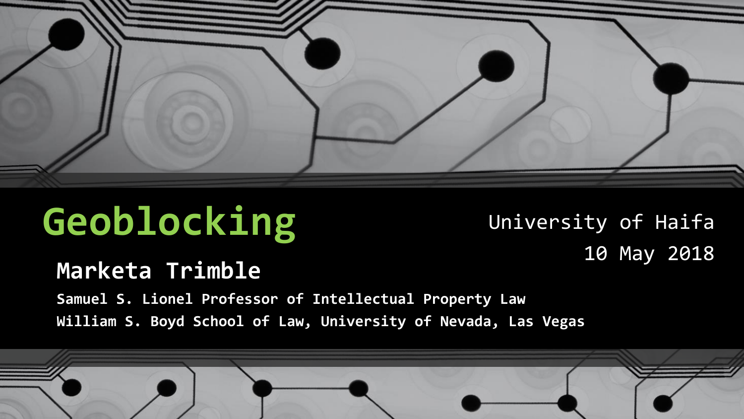# Geoblocking

## Marketa Trimble

**Samuel S. Lionel Professor of Intellectual Property Law**
**William S. Boyd School of Law, University of Nevada, Las Vegas**

University of Haifa
10 May 2018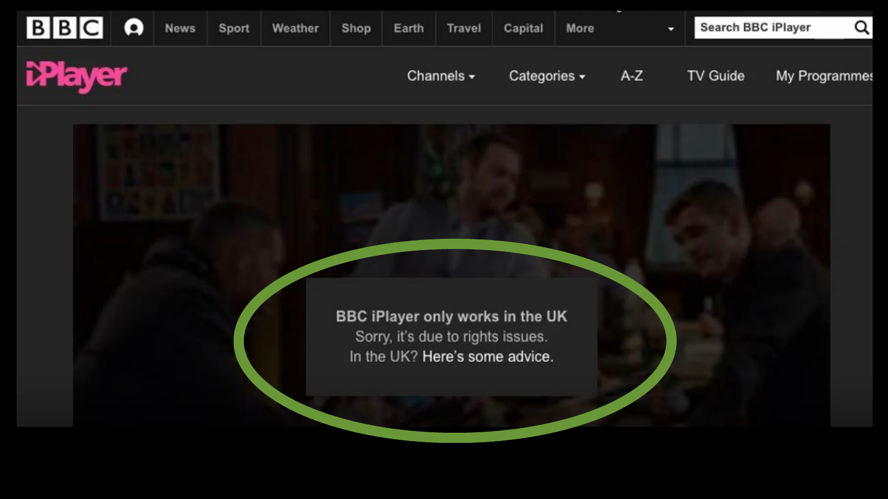BBC | News | Sport | Weather | Shop | Earth | Travel | Capital | More

Search BBC iPlayer

iPlayer

Channels | Categories | A-Z | TV Guide | My Programmes

**BBC iPlayer only works in the UK**

Sorry, it's due to rights issues.

In the UK? Here's some advice.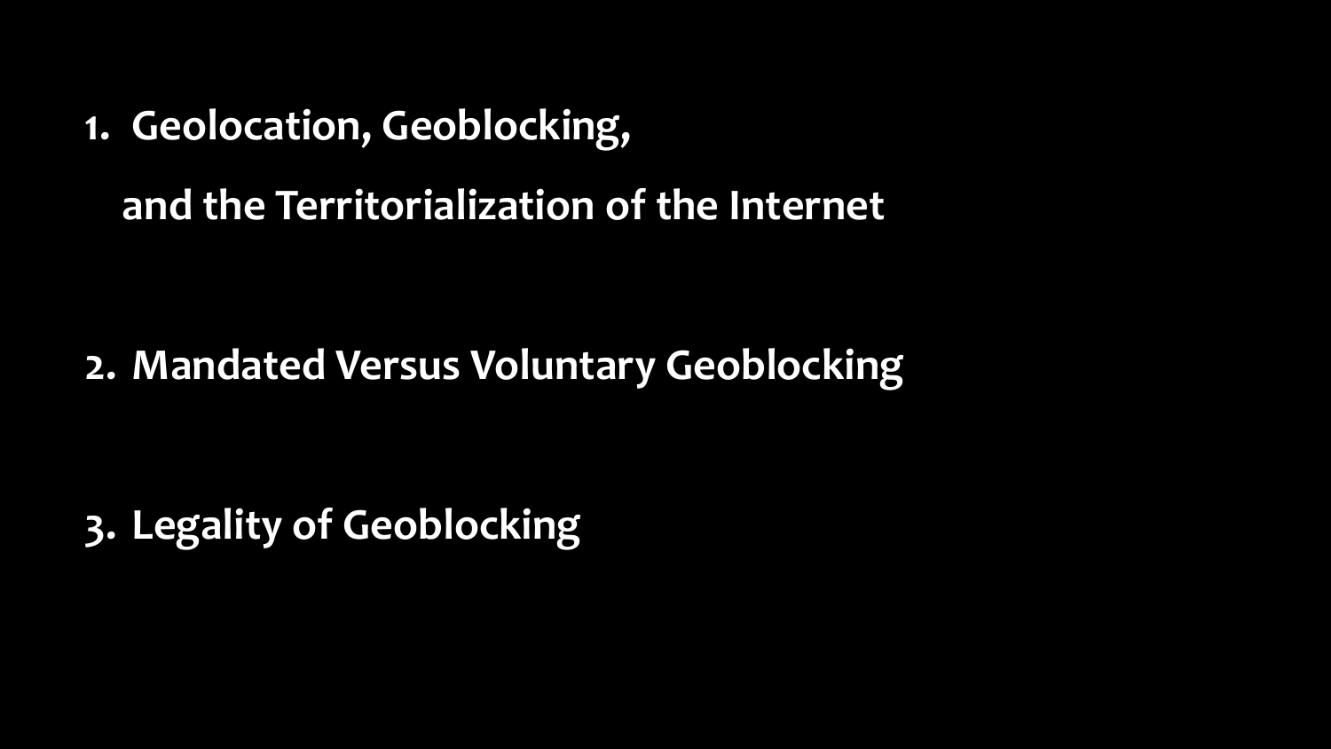1. **Geolocation, Geoblocking, and the Territorialization of the Internet**

2. **Mandated Versus Voluntary Geoblocking**

3. **Legality of Geoblocking**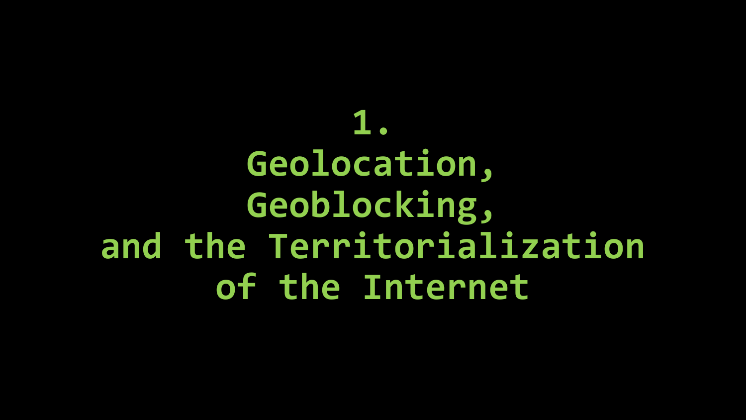# 1. Geolocation, Geoblocking, and the Territorialization of the Internet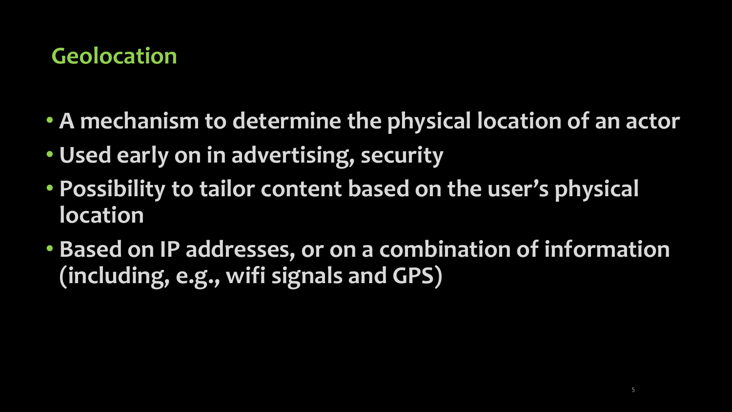## Geolocation

- A mechanism to determine the physical location of an actor
- Used early on in advertising, security
- Possibility to tailor content based on the user's physical location
- Based on IP addresses, or on a combination of information (including, e.g., wifi signals and GPS)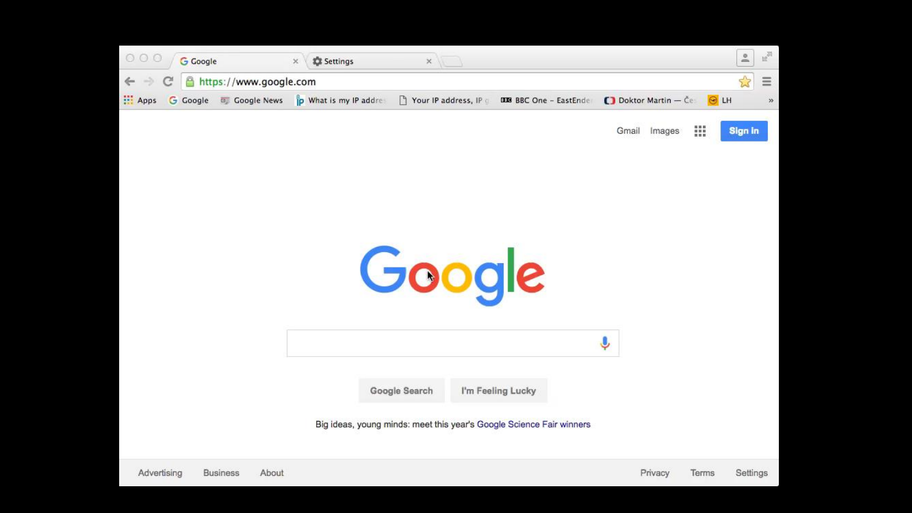Google | Settings

https://www.google.com

Apps | Google | Google News | What is my IP addre | Your IP address, IP | BBC One – EastEnde | Doktor Martin — Če | LH

Gmail Images Sign in

Google

Google Search | I'm Feeling Lucky

Big ideas, young minds: meet this year's Google Science Fair winners

Advertising | Business | About | Privacy | Terms | Settings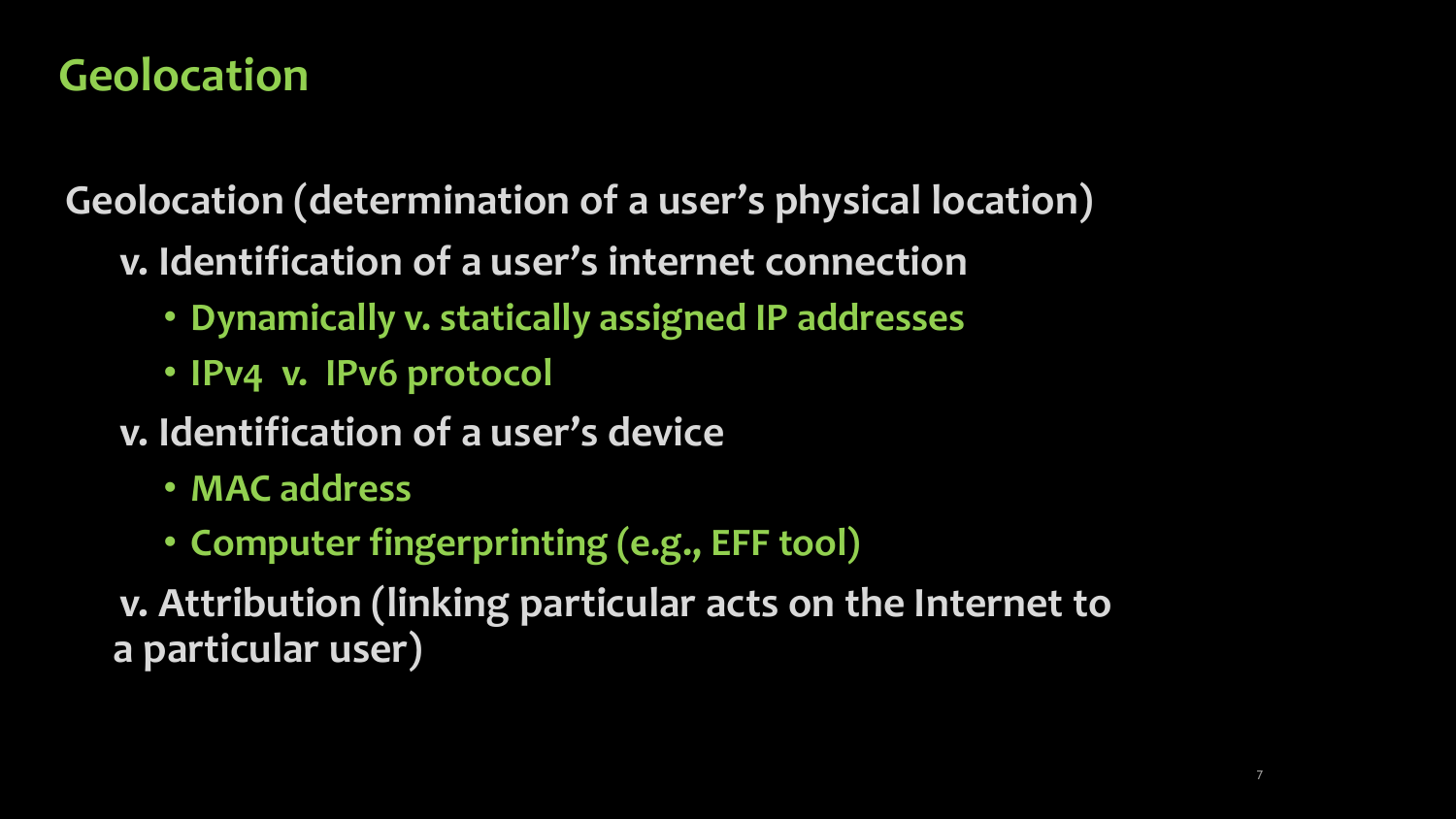# Geolocation

Geolocation (determination of a user's physical location)

- v. Identification of a user's internet connection
  - Dynamically v. statically assigned IP addresses
  - IPv4 v. IPv6 protocol
- v. Identification of a user's device
  - MAC address
  - Computer fingerprinting (e.g., EFF tool)
- v. Attribution (linking particular acts on the Internet to a particular user)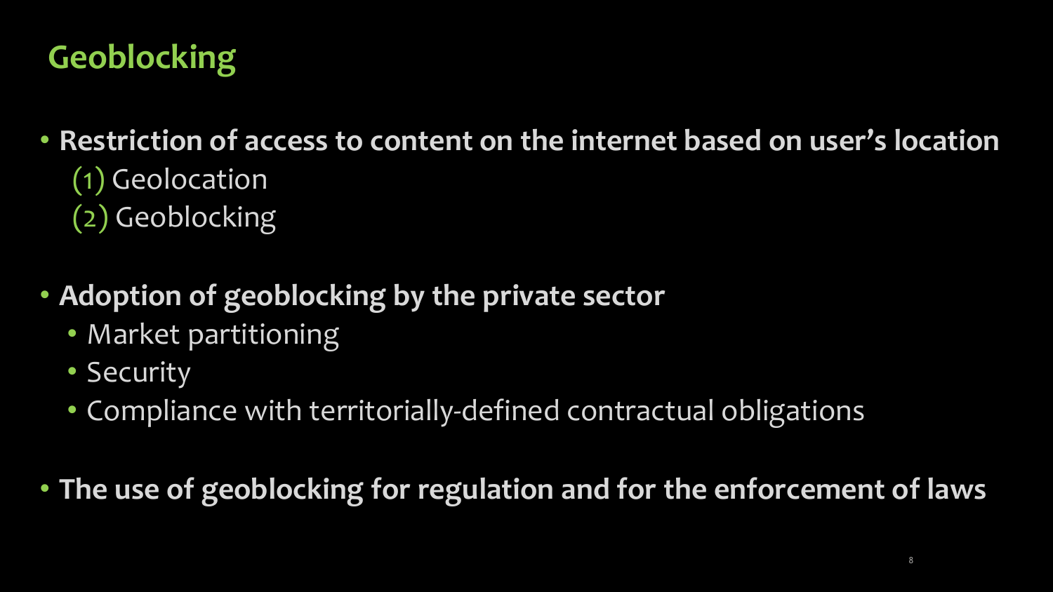# Geoblocking

- **Restriction of access to content on the internet based on user's location**
  (1) Geolocation
  (2) Geoblocking

- **Adoption of geoblocking by the private sector**
  - Market partitioning
  - Security
  - Compliance with territorially-defined contractual obligations

- **The use of geoblocking for regulation and for the enforcement of laws**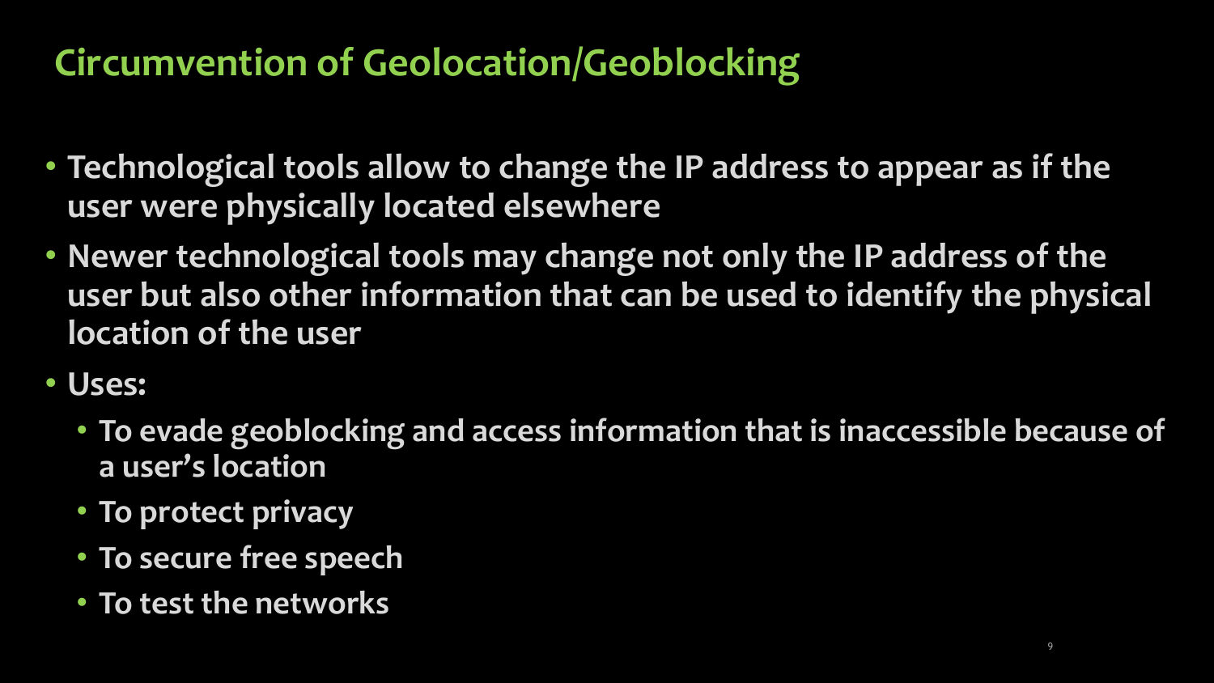# Circumvention of Geolocation/Geoblocking

- Technological tools allow to change the IP address to appear as if the user were physically located elsewhere
- Newer technological tools may change not only the IP address of the user but also other information that can be used to identify the physical location of the user
- Uses:
  - To evade geoblocking and access information that is inaccessible because of a user's location
  - To protect privacy
  - To secure free speech
  - To test the networks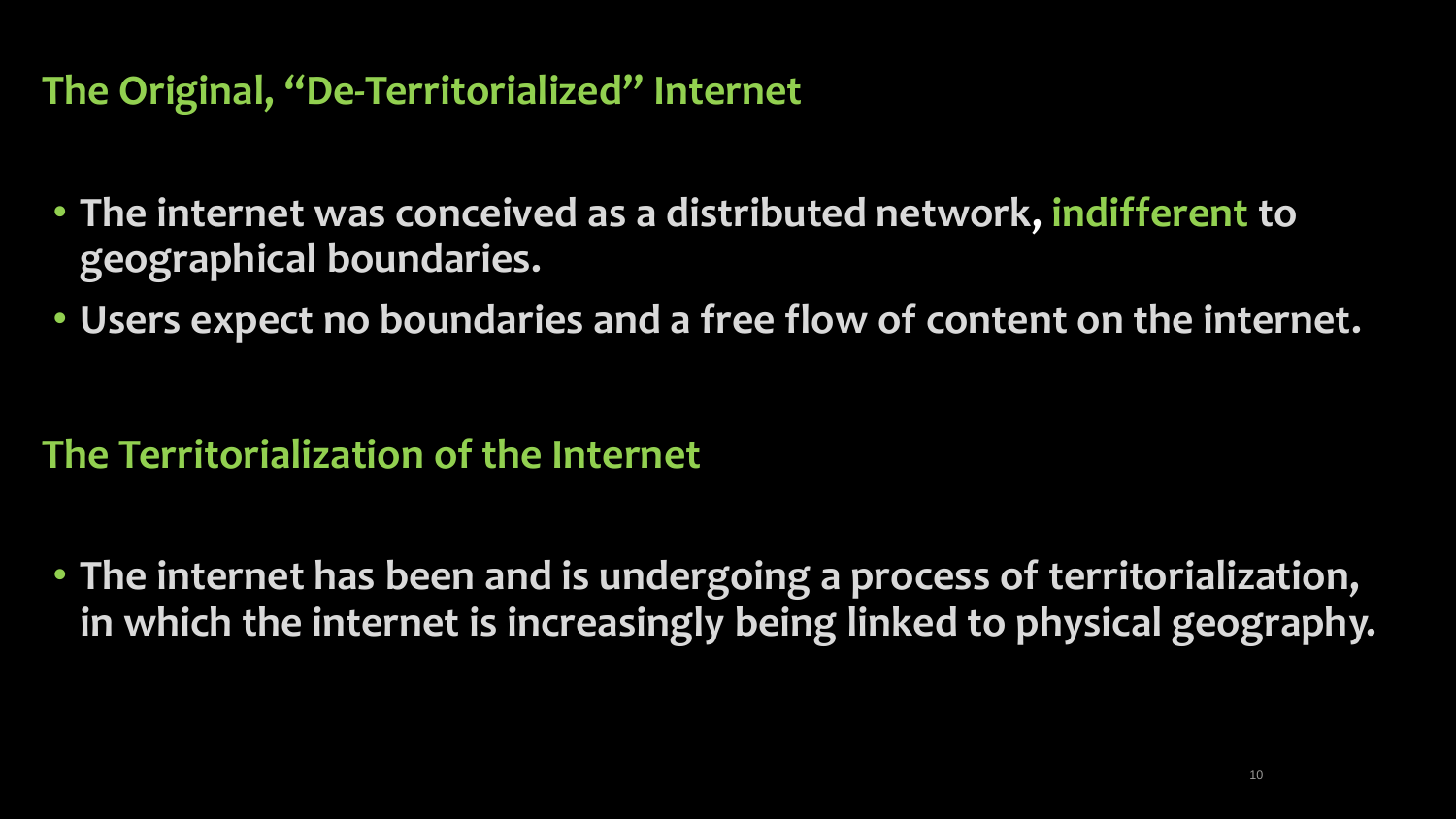## The Original, "De-Territorialized" Internet

- The internet was conceived as a distributed network, indifferent to geographical boundaries.
- Users expect no boundaries and a free flow of content on the internet.

## The Territorialization of the Internet

- The internet has been and is undergoing a process of territorialization, in which the internet is increasingly being linked to physical geography.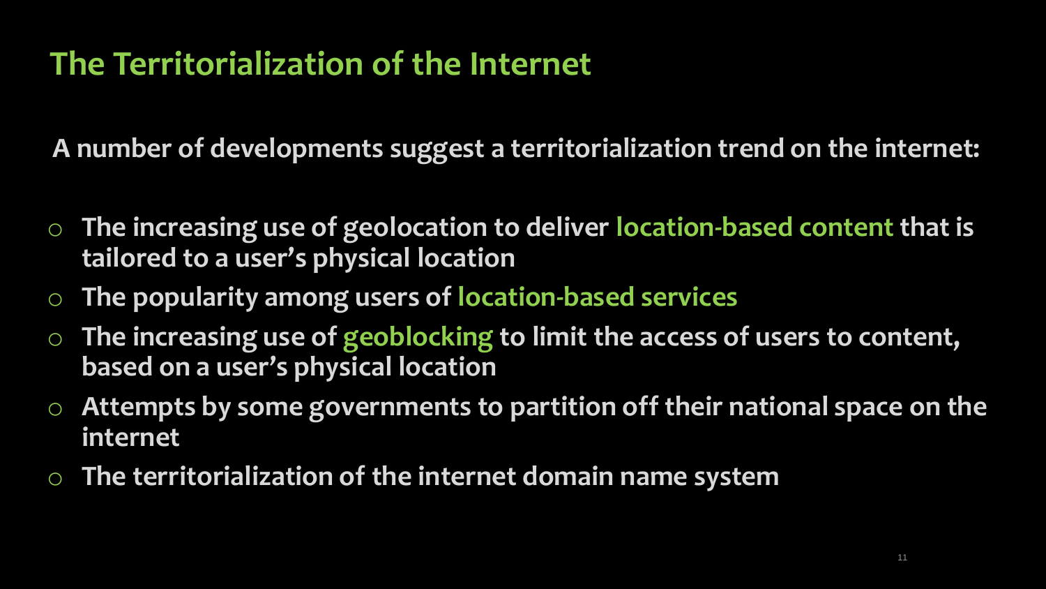# The Territorialization of the Internet

**A number of developments suggest a territorialization trend on the internet:**

- **The increasing use of geolocation to deliver location-based content that is tailored to a user's physical location**
- **The popularity among users of location-based services**
- **The increasing use of geoblocking to limit the access of users to content, based on a user's physical location**
- **Attempts by some governments to partition off their national space on the internet**
- **The territorialization of the internet domain name system**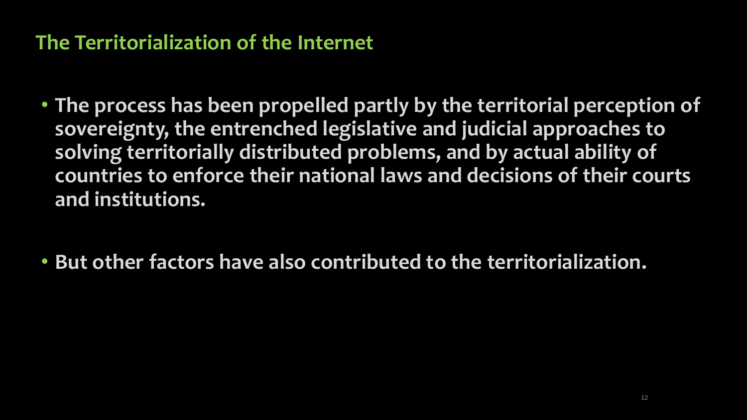## The Territorialization of the Internet

- **The process has been propelled partly by the territorial perception of sovereignty, the entrenched legislative and judicial approaches to solving territorially distributed problems, and by actual ability of countries to enforce their national laws and decisions of their courts and institutions.**

- **But other factors have also contributed to the territorialization.**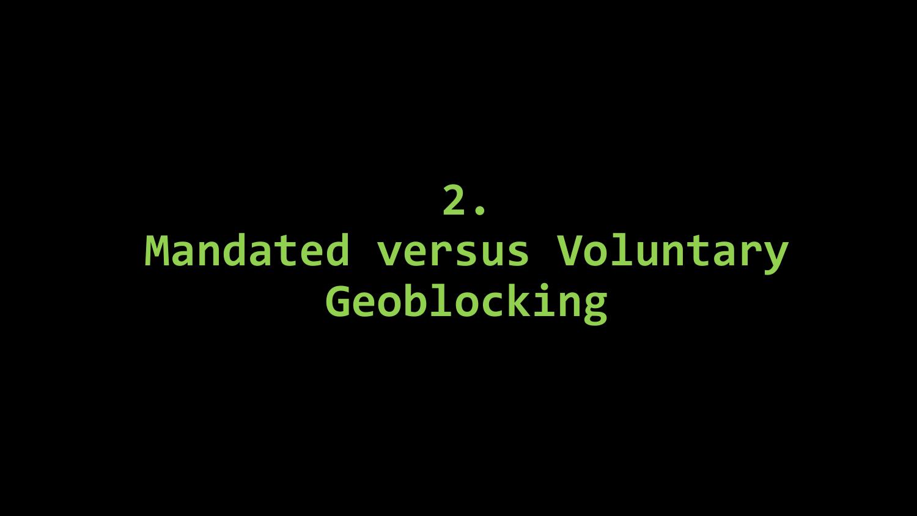# 2. Mandated versus Voluntary Geoblocking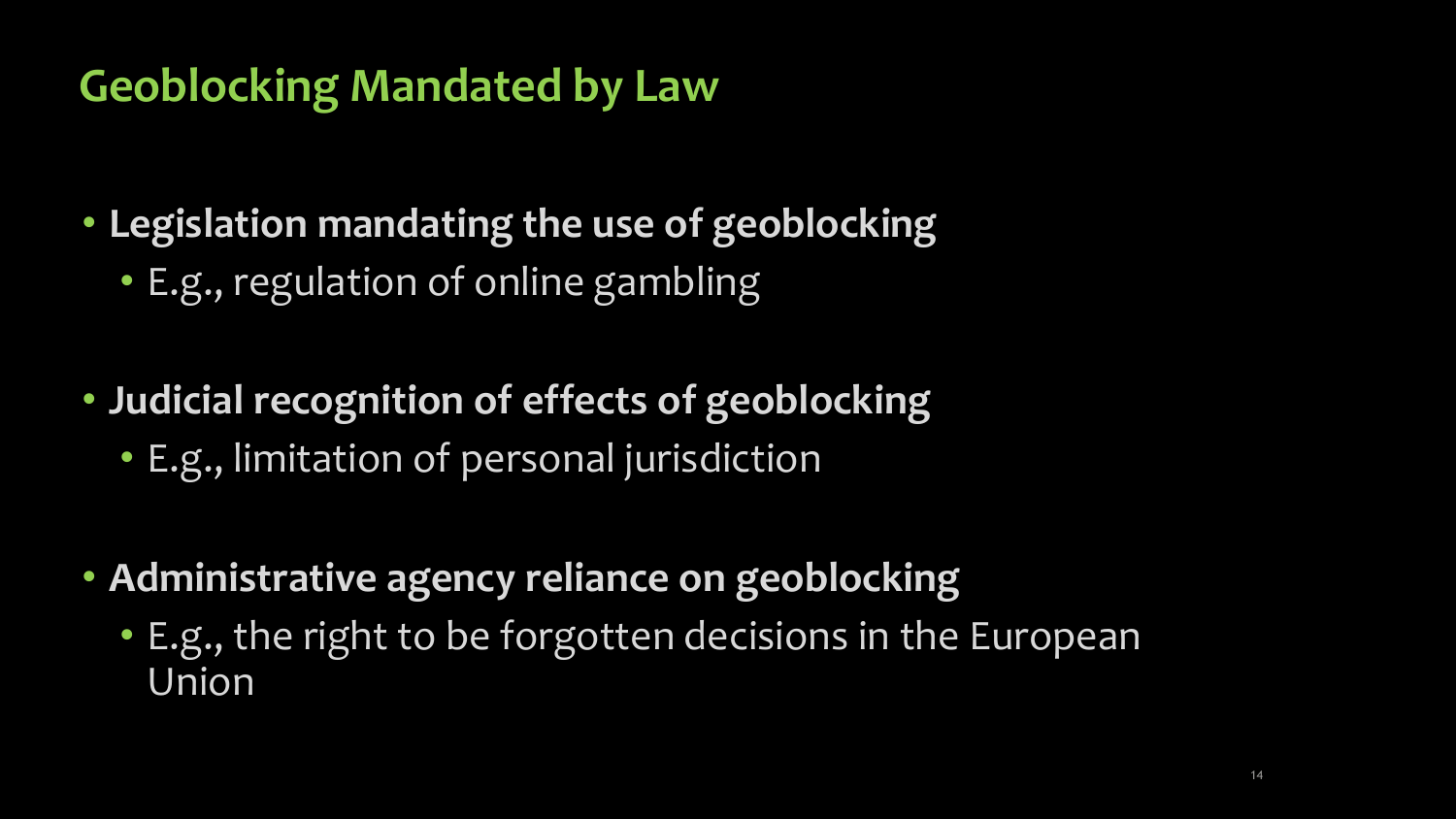# Geoblocking Mandated by Law

- **Legislation mandating the use of geoblocking**
  - E.g., regulation of online gambling

- **Judicial recognition of effects of geoblocking**
  - E.g., limitation of personal jurisdiction

- **Administrative agency reliance on geoblocking**
  - E.g., the right to be forgotten decisions in the European Union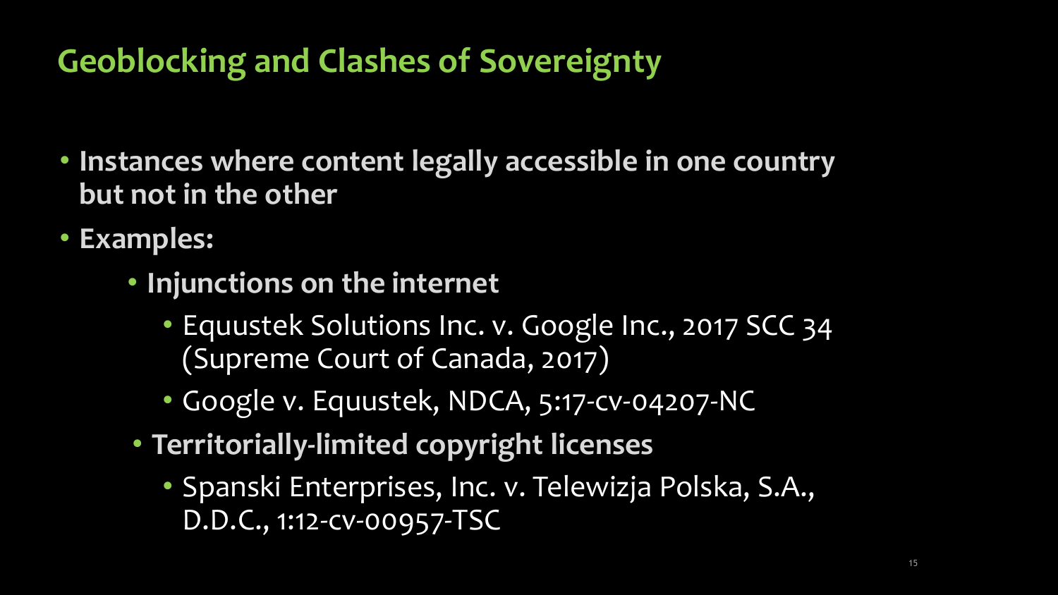## Geoblocking and Clashes of Sovereignty

- **Instances where content legally accessible in one country but not in the other**
- **Examples:**
  - **Injunctions on the internet**
    - Equustek Solutions Inc. v. Google Inc., 2017 SCC 34 (Supreme Court of Canada, 2017)
    - Google v. Equustek, NDCA, 5:17-cv-04207-NC
  - **Territorially-limited copyright licenses**
    - Spanski Enterprises, Inc. v. Telewizja Polska, S.A., D.D.C., 1:12-cv-00957-TSC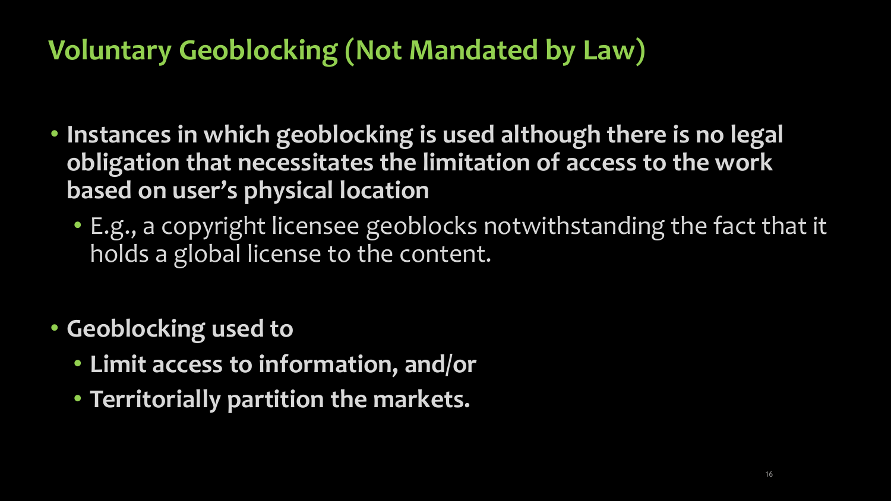# Voluntary Geoblocking (Not Mandated by Law)

- **Instances in which geoblocking is used although there is no legal obligation that necessitates the limitation of access to the work based on user's physical location**
  - E.g., a copyright licensee geoblocks notwithstanding the fact that it holds a global license to the content.

- **Geoblocking used to**
  - **Limit access to information, and/or**
  - **Territorially partition the markets.**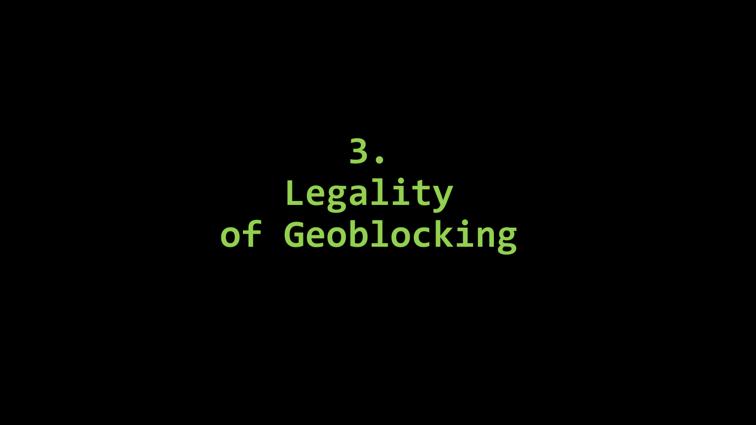# 3. Legality of Geoblocking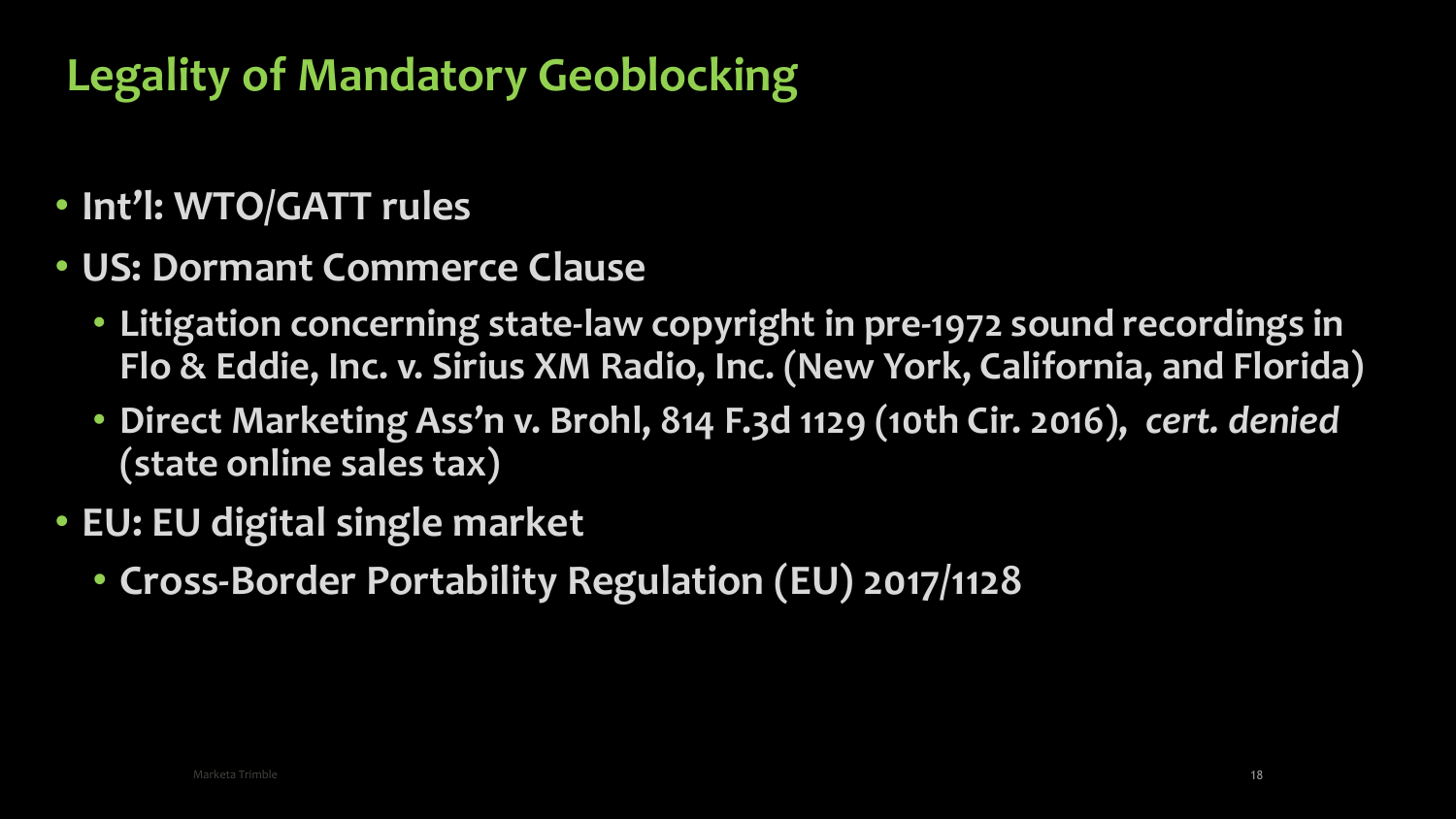# Legality of Mandatory Geoblocking

- **Int'l: WTO/GATT rules**
- **US: Dormant Commerce Clause**
  - **Litigation concerning state-law copyright in pre-1972 sound recordings in Flo & Eddie, Inc. v. Sirius XM Radio, Inc. (New York, California, and Florida)**
  - **Direct Marketing Ass'n v. Brohl, 814 F.3d 1129 (10th Cir. 2016),** ***cert. denied*** **(state online sales tax)**
- **EU: EU digital single market**
  - **Cross-Border Portability Regulation (EU) 2017/1128**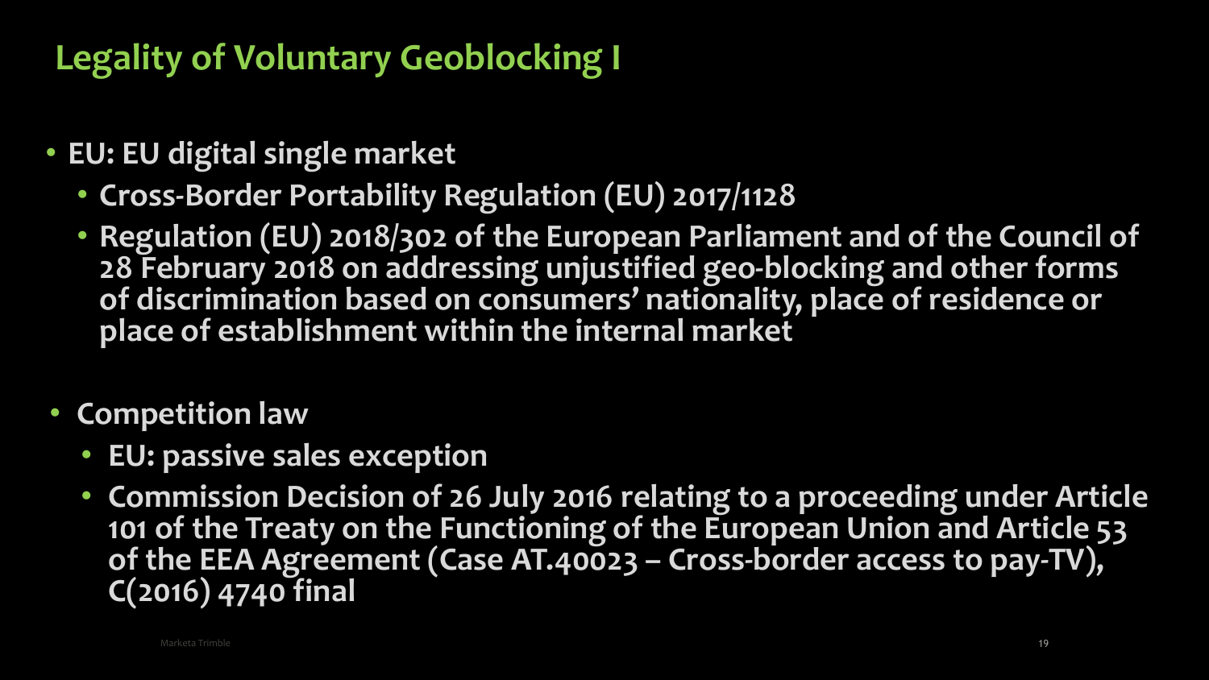# Legality of Voluntary Geoblocking I

- **EU: EU digital single market**
  - **Cross-Border Portability Regulation (EU) 2017/1128**
  - **Regulation (EU) 2018/302 of the European Parliament and of the Council of 28 February 2018 on addressing unjustified geo-blocking and other forms of discrimination based on consumers' nationality, place of residence or place of establishment within the internal market**

- **Competition law**
  - **EU: passive sales exception**
  - **Commission Decision of 26 July 2016 relating to a proceeding under Article 101 of the Treaty on the Functioning of the European Union and Article 53 of the EEA Agreement (Case AT.40023 – Cross-border access to pay-TV), C(2016) 4740 final**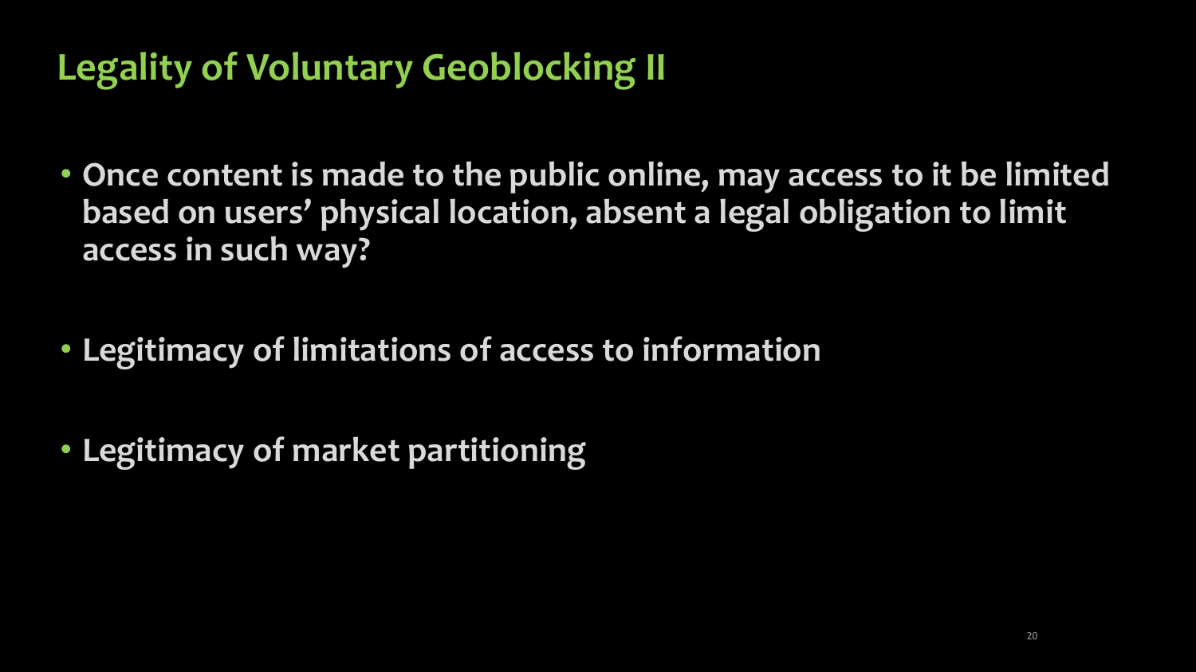# Legality of Voluntary Geoblocking II

- Once content is made to the public online, may access to it be limited based on users' physical location, absent a legal obligation to limit access in such way?

- Legitimacy of limitations of access to information

- Legitimacy of market partitioning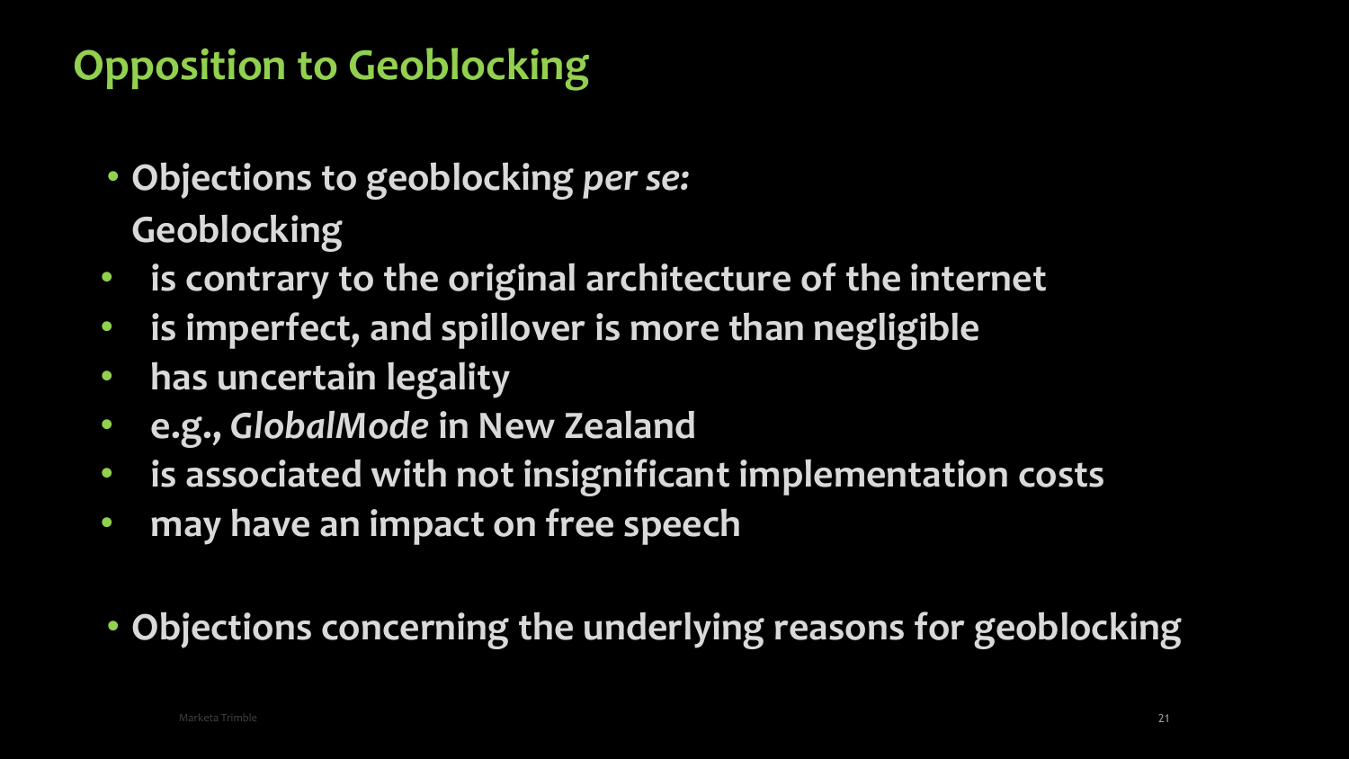# Opposition to Geoblocking

- **Objections to geoblocking *per se:***
  **Geoblocking**
- **is contrary to the original architecture of the internet**
- **is imperfect, and spillover is more than negligible**
- **has uncertain legality**
- **e.g., *GlobalMode* in New Zealand**
- **is associated with not insignificant implementation costs**
- **may have an impact on free speech**

- **Objections concerning the underlying reasons for geoblocking**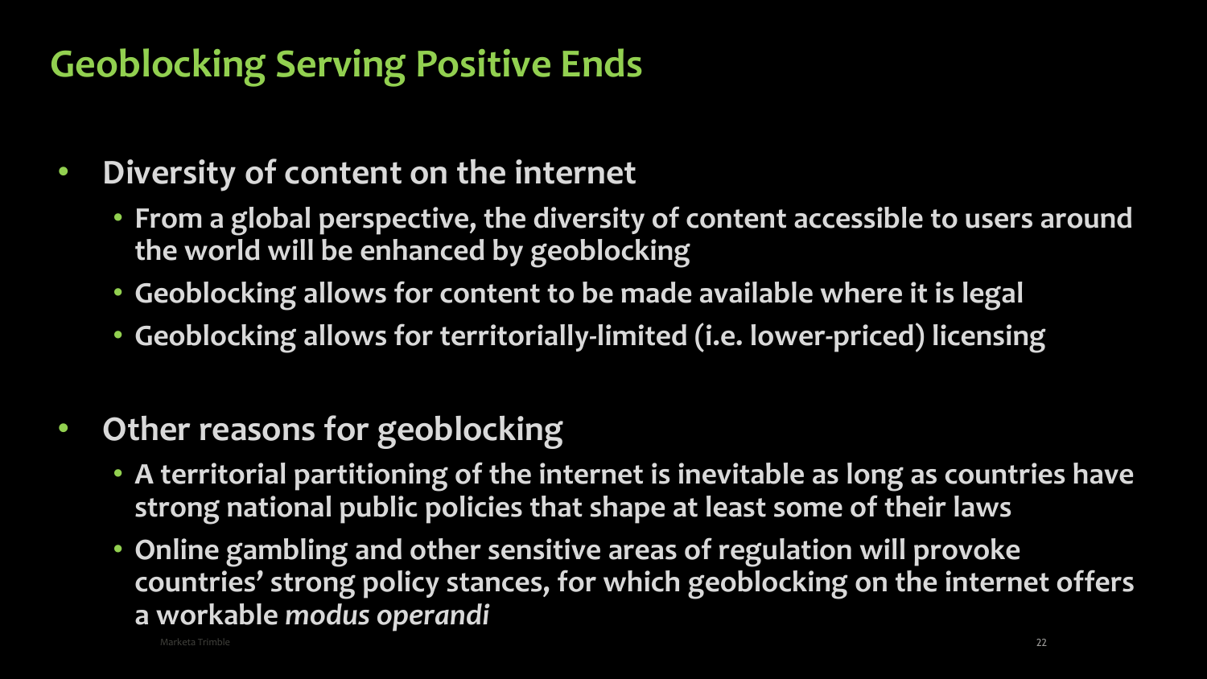# Geoblocking Serving Positive Ends

- **Diversity of content on the internet**
  - **From a global perspective, the diversity of content accessible to users around the world will be enhanced by geoblocking**
  - **Geoblocking allows for content to be made available where it is legal**
  - **Geoblocking allows for territorially-limited (i.e. lower-priced) licensing**

- **Other reasons for geoblocking**
  - **A territorial partitioning of the internet is inevitable as long as countries have strong national public policies that shape at least some of their laws**
  - **Online gambling and other sensitive areas of regulation will provoke countries' strong policy stances, for which geoblocking on the internet offers a workable *modus operandi***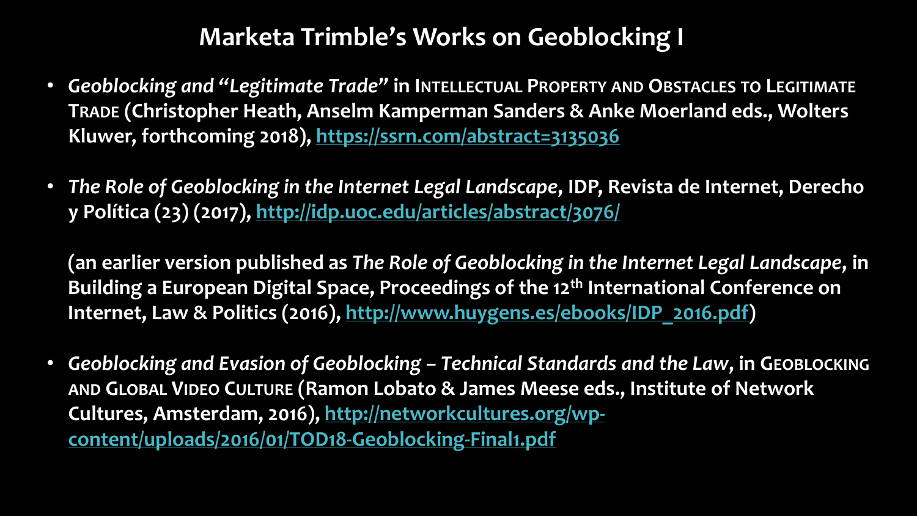# Marketa Trimble's Works on Geoblocking I

- *Geoblocking and "Legitimate Trade"* in INTELLECTUAL PROPERTY AND OBSTACLES TO LEGITIMATE TRADE (Christopher Heath, Anselm Kamperman Sanders & Anke Moerland eds., Wolters Kluwer, forthcoming 2018), https://ssrn.com/abstract=3135036

- *The Role of Geoblocking in the Internet Legal Landscape*, IDP, Revista de Internet, Derecho y Política (23) (2017), http://idp.uoc.edu/articles/abstract/3076/

  (an earlier version published as *The Role of Geoblocking in the Internet Legal Landscape*, in Building a European Digital Space, Proceedings of the 12th International Conference on Internet, Law & Politics (2016), http://www.huygens.es/ebooks/IDP_2016.pdf)

- *Geoblocking and Evasion of Geoblocking – Technical Standards and the Law*, in GEOBLOCKING AND GLOBAL VIDEO CULTURE (Ramon Lobato & James Meese eds., Institute of Network Cultures, Amsterdam, 2016), http://networkcultures.org/wp-content/uploads/2016/01/TOD18-Geoblocking-Final1.pdf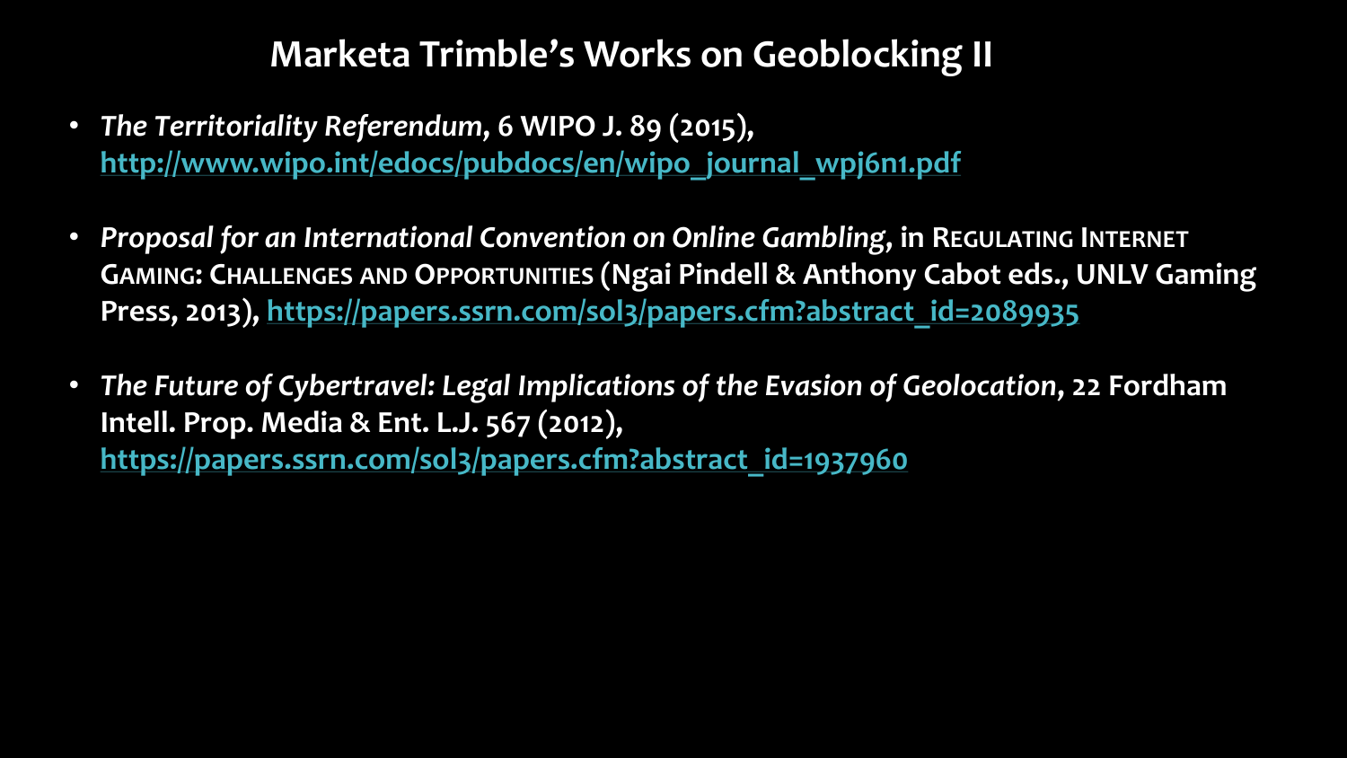# Marketa Trimble's Works on Geoblocking II

- *The Territoriality Referendum*, 6 WIPO J. 89 (2015), http://www.wipo.int/edocs/pubdocs/en/wipo_journal_wpj6n1.pdf
- *Proposal for an International Convention on Online Gambling*, in REGULATING INTERNET GAMING: CHALLENGES AND OPPORTUNITIES (Ngai Pindell & Anthony Cabot eds., UNLV Gaming Press, 2013), https://papers.ssrn.com/sol3/papers.cfm?abstract_id=2089935
- *The Future of Cybertravel: Legal Implications of the Evasion of Geolocation*, 22 Fordham Intell. Prop. Media & Ent. L.J. 567 (2012), https://papers.ssrn.com/sol3/papers.cfm?abstract_id=1937960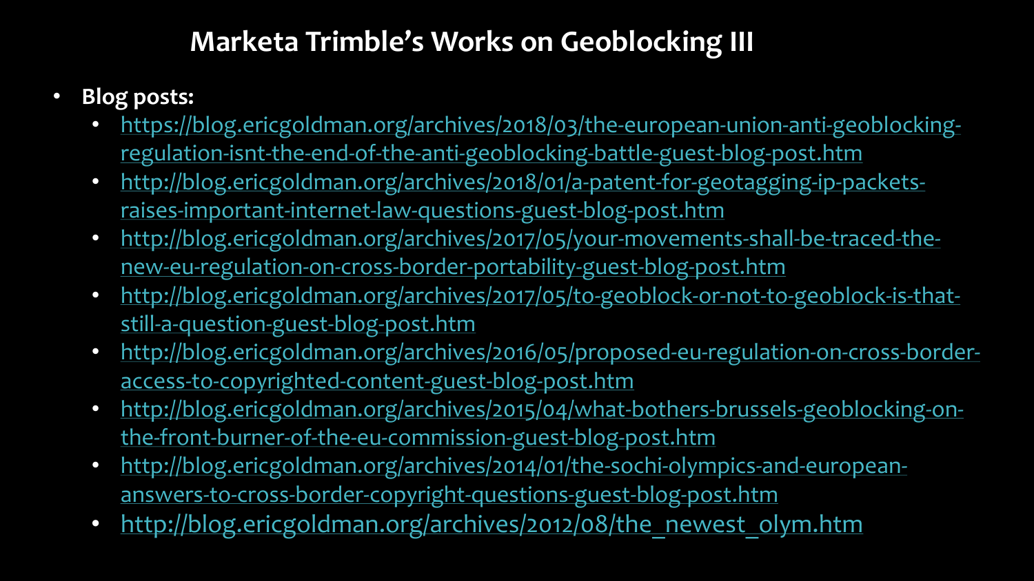# Marketa Trimble's Works on Geoblocking III

- **Blog posts:**
  - https://blog.ericgoldman.org/archives/2018/03/the-european-union-anti-geoblocking-regulation-isnt-the-end-of-the-anti-geoblocking-battle-guest-blog-post.htm
  - http://blog.ericgoldman.org/archives/2018/01/a-patent-for-geotagging-ip-packets-raises-important-internet-law-questions-guest-blog-post.htm
  - http://blog.ericgoldman.org/archives/2017/05/your-movements-shall-be-traced-the-new-eu-regulation-on-cross-border-portability-guest-blog-post.htm
  - http://blog.ericgoldman.org/archives/2017/05/to-geoblock-or-not-to-geoblock-is-that-still-a-question-guest-blog-post.htm
  - http://blog.ericgoldman.org/archives/2016/05/proposed-eu-regulation-on-cross-border-access-to-copyrighted-content-guest-blog-post.htm
  - http://blog.ericgoldman.org/archives/2015/04/what-bothers-brussels-geoblocking-on-the-front-burner-of-the-eu-commission-guest-blog-post.htm
  - http://blog.ericgoldman.org/archives/2014/01/the-sochi-olympics-and-european-answers-to-cross-border-copyright-questions-guest-blog-post.htm
  - http://blog.ericgoldman.org/archives/2012/08/the_newest_olym.htm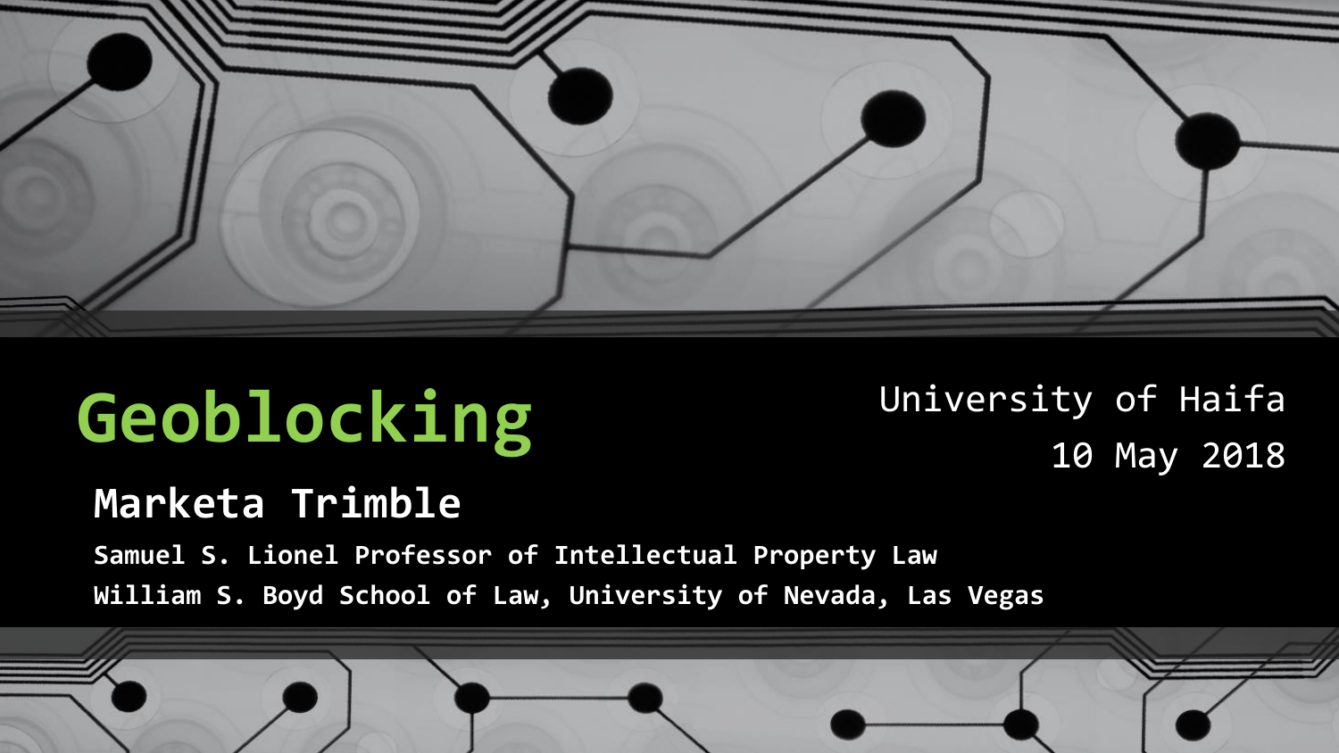# Geoblocking

University of Haifa

10 May 2018

## Marketa Trimble

**Samuel S. Lionel Professor of Intellectual Property Law**

**William S. Boyd School of Law, University of Nevada, Las Vegas**